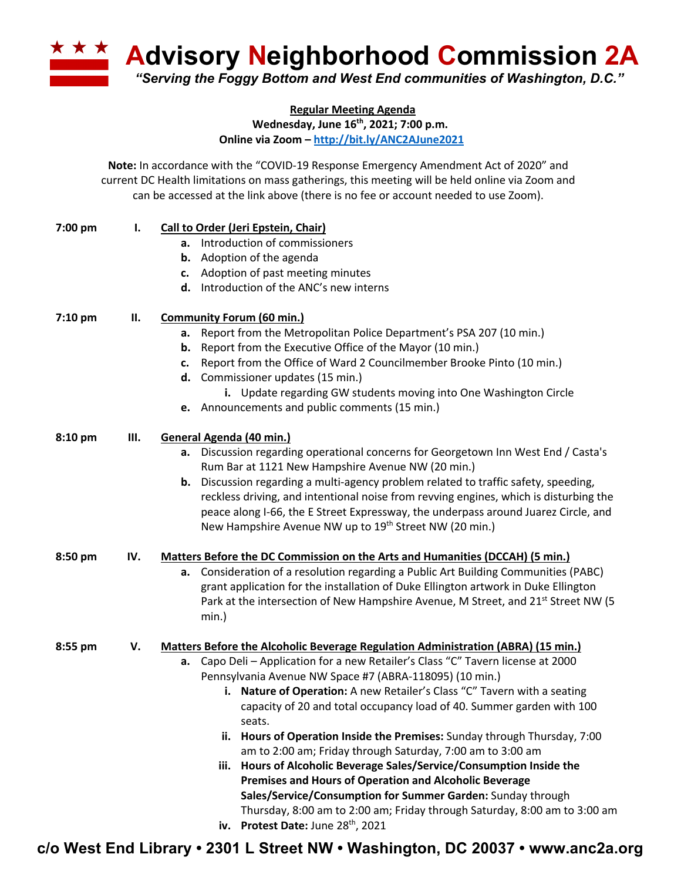# Advisory Neighborhood Commission 2A

*"Serving the Foggy Bottom and West End communities of Washington, D.C."*

**Regular Meeting Agenda**
**Wednesday, June 16th, 2021; 7:00 p.m.**
**Online via Zoom – http://bit.ly/ANC2AJune2021**

**Note:** In accordance with the "COVID-19 Response Emergency Amendment Act of 2020" and current DC Health limitations on mass gatherings, this meeting will be held online via Zoom and can be accessed at the link above (there is no fee or account needed to use Zoom).

**7:00 pm I. Call to Order (Jeri Epstein, Chair)**

- **a.** Introduction of commissioners
- **b.** Adoption of the agenda
- **c.** Adoption of past meeting minutes
- **d.** Introduction of the ANC's new interns

**7:10 pm II. Community Forum (60 min.)**

- **a.** Report from the Metropolitan Police Department's PSA 207 (10 min.)
- **b.** Report from the Executive Office of the Mayor (10 min.)
- **c.** Report from the Office of Ward 2 Councilmember Brooke Pinto (10 min.)
- **d.** Commissioner updates (15 min.)
  - **i.** Update regarding GW students moving into One Washington Circle
- **e.** Announcements and public comments (15 min.)

**8:10 pm III. General Agenda (40 min.)**

- **a.** Discussion regarding operational concerns for Georgetown Inn West End / Casta's Rum Bar at 1121 New Hampshire Avenue NW (20 min.)
- **b.** Discussion regarding a multi-agency problem related to traffic safety, speeding, reckless driving, and intentional noise from revving engines, which is disturbing the peace along I-66, the E Street Expressway, the underpass around Juarez Circle, and New Hampshire Avenue NW up to 19th Street NW (20 min.)

**8:50 pm IV. Matters Before the DC Commission on the Arts and Humanities (DCCAH) (5 min.)**

- **a.** Consideration of a resolution regarding a Public Art Building Communities (PABC) grant application for the installation of Duke Ellington artwork in Duke Ellington Park at the intersection of New Hampshire Avenue, M Street, and 21st Street NW (5 min.)

**8:55 pm V. Matters Before the Alcoholic Beverage Regulation Administration (ABRA) (15 min.)**

- **a.** Capo Deli – Application for a new Retailer's Class "C" Tavern license at 2000 Pennsylvania Avenue NW Space #7 (ABRA-118095) (10 min.)
  - **i. Nature of Operation:** A new Retailer's Class "C" Tavern with a seating capacity of 20 and total occupancy load of 40. Summer garden with 100 seats.
  - **ii. Hours of Operation Inside the Premises:** Sunday through Thursday, 7:00 am to 2:00 am; Friday through Saturday, 7:00 am to 3:00 am
  - **iii. Hours of Alcoholic Beverage Sales/Service/Consumption Inside the Premises and Hours of Operation and Alcoholic Beverage Sales/Service/Consumption for Summer Garden:** Sunday through Thursday, 8:00 am to 2:00 am; Friday through Saturday, 8:00 am to 3:00 am
  - **iv. Protest Date:** June 28th, 2021

**c/o West End Library • 2301 L Street NW • Washington, DC 20037 • www.anc2a.org**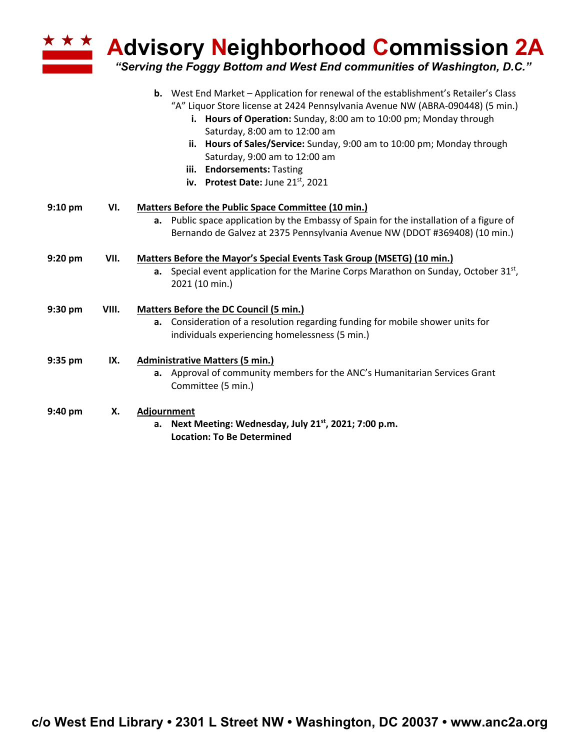b. West End Market – Application for renewal of the establishment's Retailer's Class "A" Liquor Store license at 2424 Pennsylvania Avenue NW (ABRA-090448) (5 min.)
   i. **Hours of Operation:** Sunday, 8:00 am to 10:00 pm; Monday through Saturday, 8:00 am to 12:00 am
   ii. **Hours of Sales/Service:** Sunday, 9:00 am to 10:00 pm; Monday through Saturday, 9:00 am to 12:00 am
   iii. **Endorsements:** Tasting
   iv. **Protest Date:** June 21st, 2021

**9:10 pm** **VI.** **Matters Before the Public Space Committee (10 min.)**

a. Public space application by the Embassy of Spain for the installation of a figure of Bernando de Galvez at 2375 Pennsylvania Avenue NW (DDOT #369408) (10 min.)

**9:20 pm** **VII.** **Matters Before the Mayor's Special Events Task Group (MSETG) (10 min.)**

a. Special event application for the Marine Corps Marathon on Sunday, October 31st, 2021 (10 min.)

**9:30 pm** **VIII.** **Matters Before the DC Council (5 min.)**

a. Consideration of a resolution regarding funding for mobile shower units for individuals experiencing homelessness (5 min.)

**9:35 pm** **IX.** **Administrative Matters (5 min.)**

a. Approval of community members for the ANC's Humanitarian Services Grant Committee (5 min.)

**9:40 pm** **X.** **Adjournment**

a. **Next Meeting: Wednesday, July 21st, 2021; 7:00 p.m.**
   **Location: To Be Determined**